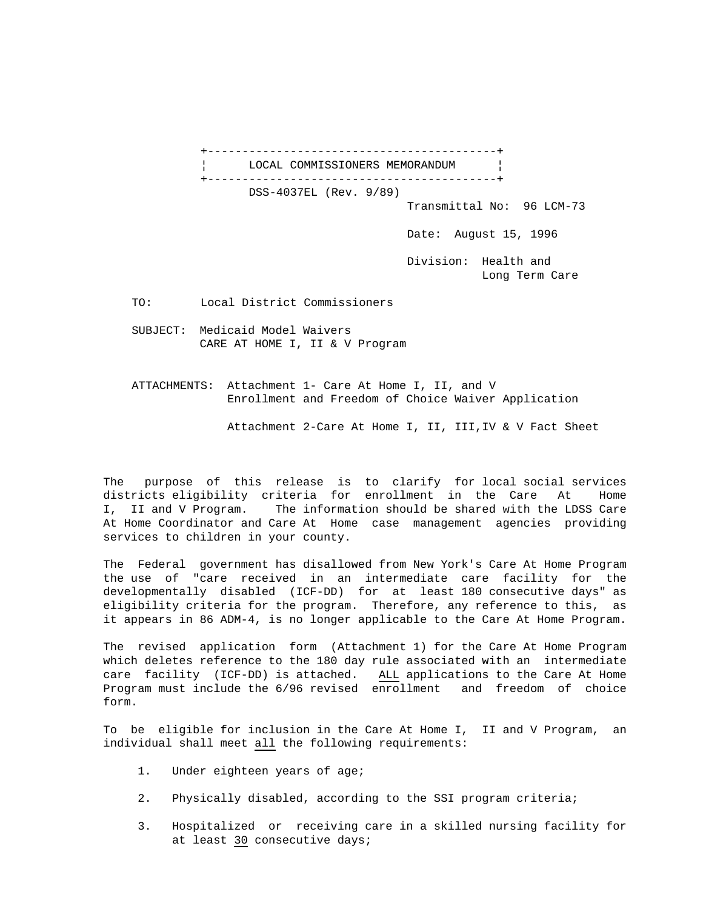# LOCAL COMMISSIONERS MEMORANDUM

DSS-4037EL (Rev. 9/89)

Transmittal No: 96 LCM-73

Date: August 15, 1996

Division: Health and Long Term Care

TO: Local District Commissioners

SUBJECT: Medicaid Model Waivers
CARE AT HOME I, II & V Program

ATTACHMENTS: Attachment 1- Care At Home I, II, and V Enrollment and Freedom of Choice Waiver Application

Attachment 2-Care At Home I, II, III,IV & V Fact Sheet

The purpose of this release is to clarify for local social services districts eligibility criteria for enrollment in the Care At Home I, II and V Program. The information should be shared with the LDSS Care At Home Coordinator and Care At Home case management agencies providing services to children in your county.

The Federal government has disallowed from New York's Care At Home Program the use of "care received in an intermediate care facility for the developmentally disabled (ICF-DD) for at least 180 consecutive days" as eligibility criteria for the program. Therefore, any reference to this, as it appears in 86 ADM-4, is no longer applicable to the Care At Home Program.

The revised application form (Attachment 1) for the Care At Home Program which deletes reference to the 180 day rule associated with an intermediate care facility (ICF-DD) is attached. ALL applications to the Care At Home Program must include the 6/96 revised enrollment and freedom of choice form.

To be eligible for inclusion in the Care At Home I, II and V Program, an individual shall meet all the following requirements:

1. Under eighteen years of age;

2. Physically disabled, according to the SSI program criteria;

3. Hospitalized or receiving care in a skilled nursing facility for at least 30 consecutive days;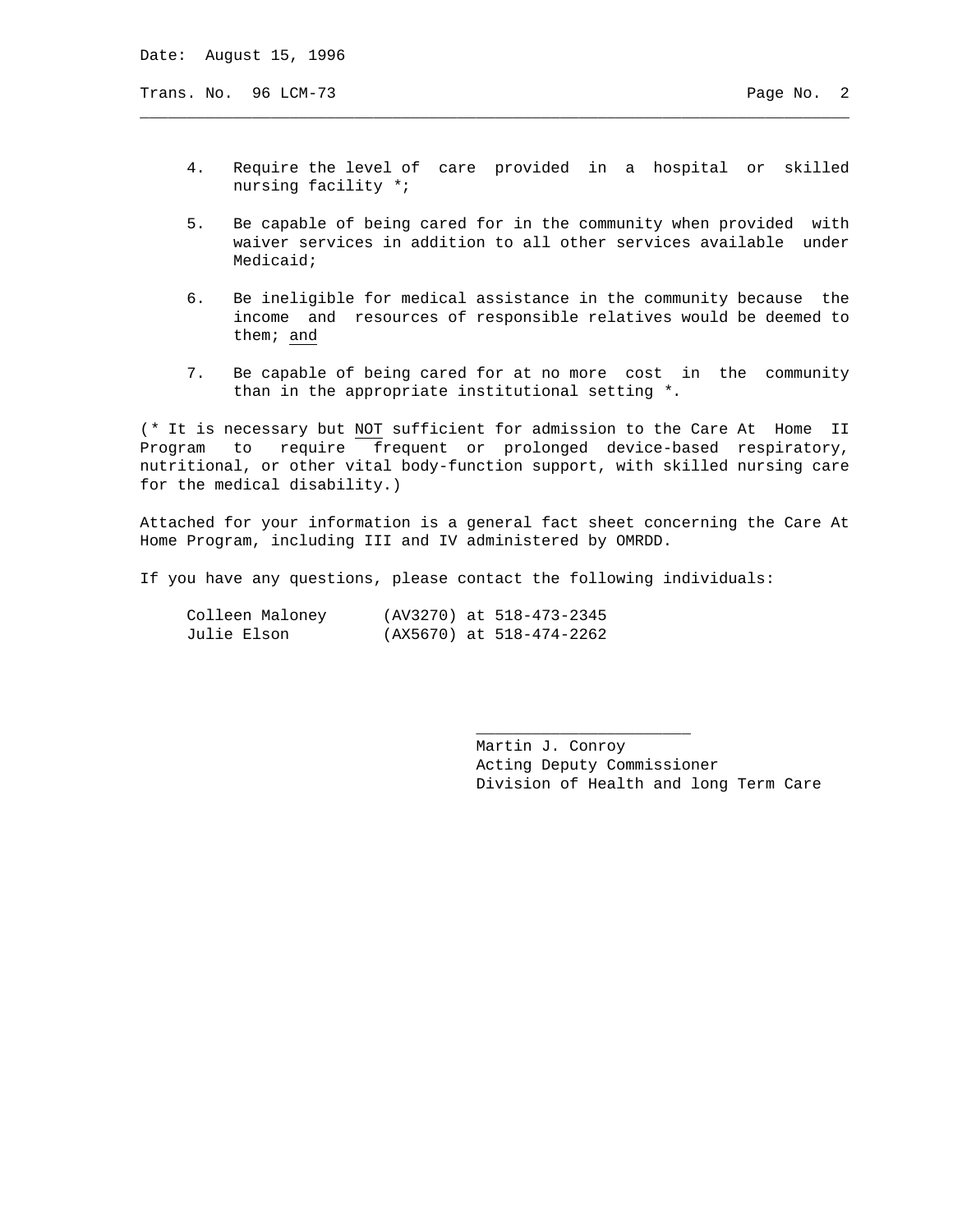4. Require the level of care provided in a hospital or skilled nursing facility *;

5. Be capable of being cared for in the community when provided with waiver services in addition to all other services available under Medicaid;

6. Be ineligible for medical assistance in the community because the income and resources of responsible relatives would be deemed to them; <u>and</u>

7. Be capable of being cared for at no more cost in the community than in the appropriate institutional setting *.

(* It is necessary but <u>NOT</u> sufficient for admission to the Care At Home II Program to require frequent or prolonged device-based respiratory, nutritional, or other vital body-function support, with skilled nursing care for the medical disability.)

Attached for your information is a general fact sheet concerning the Care At Home Program, including III and IV administered by OMRDD.

If you have any questions, please contact the following individuals:

Colleen Maloney (AV3270) at 518-473-2345
Julie Elson (AX5670) at 518-474-2262

\_\_\_\_\_\_\_\_\_\_\_\_\_\_\_\_\_\_\_\_\_\_\_

Martin J. Conroy
Acting Deputy Commissioner
Division of Health and long Term Care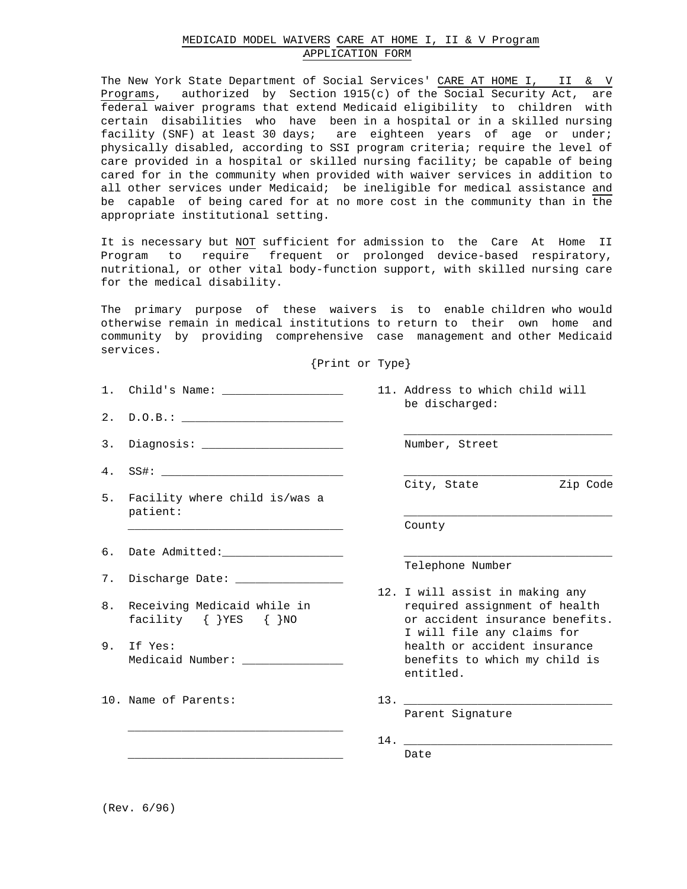# MEDICAID MODEL WAIVERS CARE AT HOME I, II & V Program
## APPLICATION FORM

The New York State Department of Social Services' CARE AT HOME I, II & V Programs, authorized by Section 1915(c) of the Social Security Act, are federal waiver programs that extend Medicaid eligibility to children with certain disabilities who have been in a hospital or in a skilled nursing facility (SNF) at least 30 days; are eighteen years of age or under; physically disabled, according to SSI program criteria; require the level of care provided in a hospital or skilled nursing facility; be capable of being cared for in the community when provided with waiver services in addition to all other services under Medicaid; be ineligible for medical assistance and be capable of being cared for at no more cost in the community than in the appropriate institutional setting.

It is necessary but NOT sufficient for admission to the Care At Home II Program to require frequent or prolonged device-based respiratory, nutritional, or other vital body-function support, with skilled nursing care for the medical disability.

The primary purpose of these waivers is to enable children who would otherwise remain in medical institutions to return to their own home and community by providing comprehensive case management and other Medicaid services.

{Print or Type}

1. Child's Name: _________________
2. D.O.B.: ________________________
3. Diagnosis: _____________________
4. SS#: ___________________________
5. Facility where child is/was a patient: ________________________________
6. Date Admitted:__________________
7. Discharge Date: ________________
8. Receiving Medicaid while in facility { }YES { }NO
9. If Yes: Medicaid Number: _______________
10. Name of Parents:

    ________________________________

    ________________________________

11. Address to which child will be discharged:

    ______________________________
    Number, Street

    ______________________________
    City, State Zip Code

    ______________________________
    County

    ______________________________
    Telephone Number

12. I will assist in making any required assignment of health or accident insurance benefits. I will file any claims for health or accident insurance benefits to which my child is entitled.
13. ______________________________
    Parent Signature
14. ______________________________
    Date

(Rev. 6/96)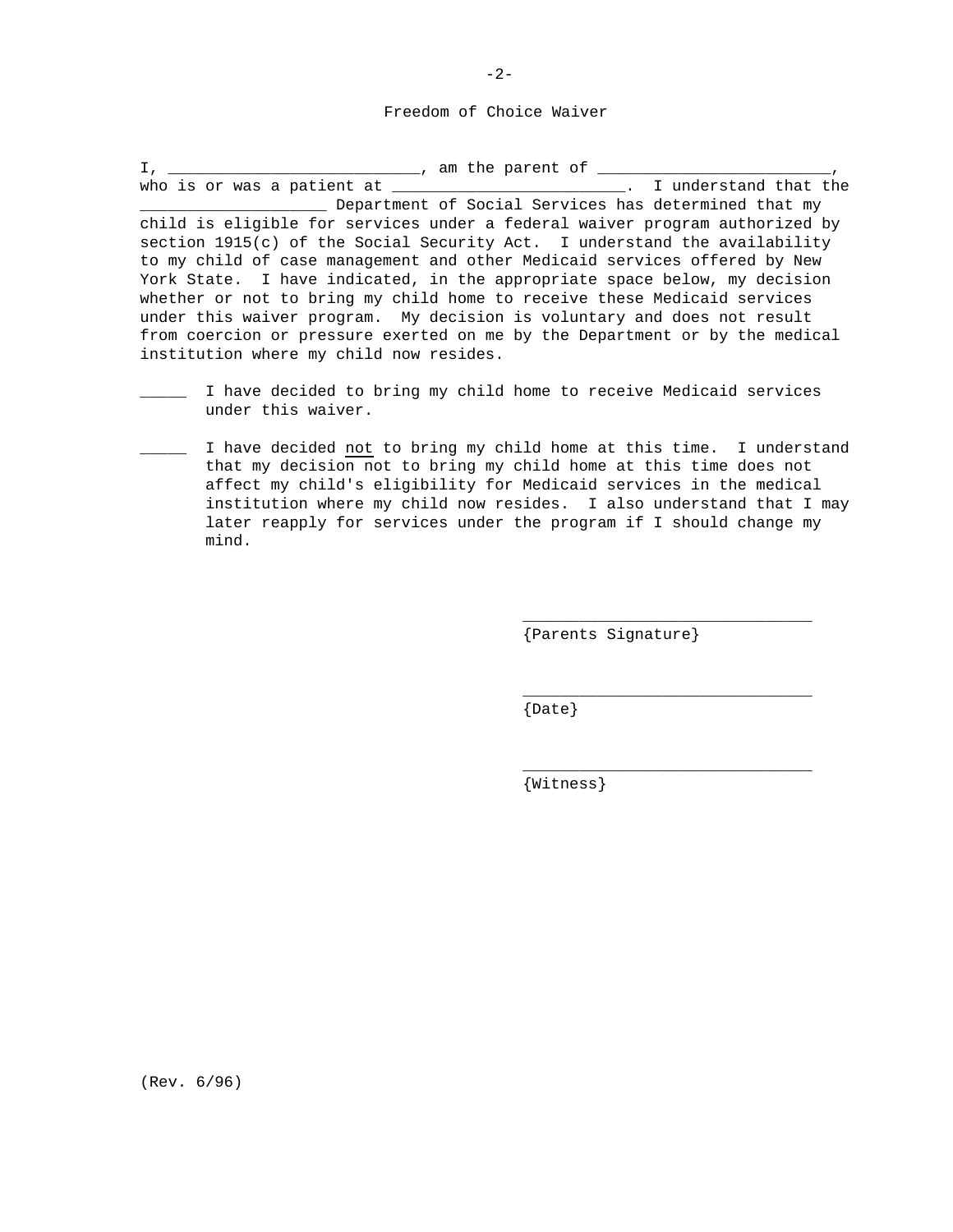## Freedom of Choice Waiver

I, ____________________________, am the parent of __________________________, who is or was a patient at __________________________. I understand that the ____________________ Department of Social Services has determined that my child is eligible for services under a federal waiver program authorized by section 1915(c) of the Social Security Act. I understand the availability to my child of case management and other Medicaid services offered by New York State. I have indicated, in the appropriate space below, my decision whether or not to bring my child home to receive these Medicaid services under this waiver program. My decision is voluntary and does not result from coercion or pressure exerted on me by the Department or by the medical institution where my child now resides.

_____ I have decided to bring my child home to receive Medicaid services under this waiver.

_____ I have decided <u>not</u> to bring my child home at this time. I understand that my decision not to bring my child home at this time does not affect my child's eligibility for Medicaid services in the medical institution where my child now resides. I also understand that I may later reapply for services under the program if I should change my mind.

________________________________
{Parents Signature}

________________________________
{Date}

________________________________
{Witness}

(Rev. 6/96)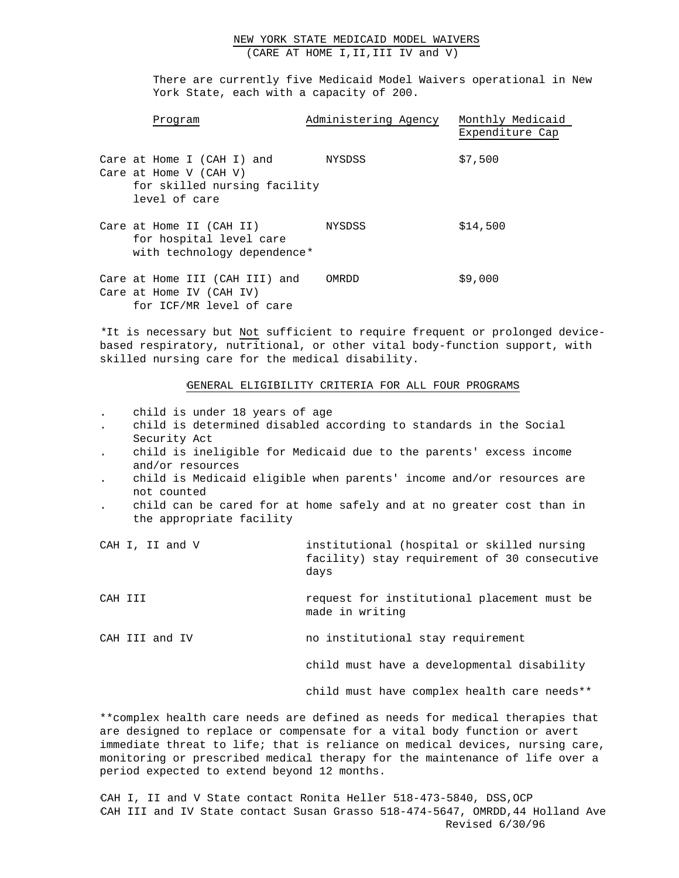# NEW YORK STATE MEDICAID MODEL WAIVERS

## (CARE AT HOME I,II,III IV and V)

There are currently five Medicaid Model Waivers operational in New York State, each with a capacity of 200.

| Program | Administering Agency | Monthly Medicaid Expenditure Cap |
|---|---|---|
| Care at Home I (CAH I) and Care at Home V (CAH V) for skilled nursing facility level of care | NYSDSS | $7,500 |
| Care at Home II (CAH II) for hospital level care with technology dependence* | NYSDSS | $14,500 |
| Care at Home III (CAH III) and Care at Home IV (CAH IV) for ICF/MR level of care | OMRDD | $9,000 |

*It is necessary but Not sufficient to require frequent or prolonged device-based respiratory, nutritional, or other vital body-function support, with skilled nursing care for the medical disability.

## GENERAL ELIGIBILITY CRITERIA FOR ALL FOUR PROGRAMS

- child is under 18 years of age
- child is determined disabled according to standards in the Social Security Act
- child is ineligible for Medicaid due to the parents' excess income and/or resources
- child is Medicaid eligible when parents' income and/or resources are not counted
- child can be cared for at home safely and at no greater cost than in the appropriate facility

| | |
|---|---|
| CAH I, II and V | institutional (hospital or skilled nursing facility) stay requirement of 30 consecutive days |
| CAH III | request for institutional placement must be made in writing |
| CAH III and IV | no institutional stay requirement |
| | child must have a developmental disability |
| | child must have complex health care needs** |

**complex health care needs are defined as needs for medical therapies that are designed to replace or compensate for a vital body function or avert immediate threat to life; that is reliance on medical devices, nursing care, monitoring or prescribed medical therapy for the maintenance of life over a period expected to extend beyond 12 months.

CAH I, II and V State contact Ronita Heller 518-473-5840, DSS,OCP
CAH III and IV State contact Susan Grasso 518-474-5647, OMRDD,44 Holland Ave

Revised 6/30/96